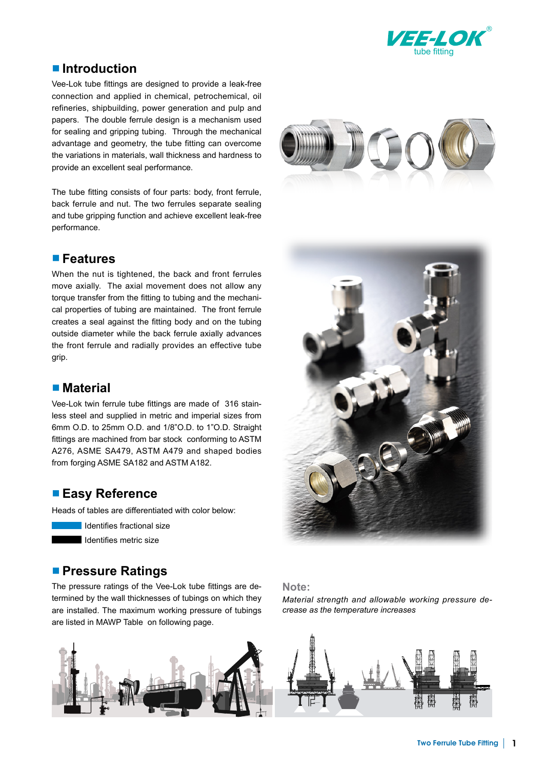VEE-LOK® tube fitting

## Introduction

Vee-Lok tube fittings are designed to provide a leak-free connection and applied in chemical, petrochemical, oil refineries, shipbuilding, power generation and pulp and papers. The double ferrule design is a mechanism used for sealing and gripping tubing. Through the mechanical advantage and geometry, the tube fitting can overcome the variations in materials, wall thickness and hardness to provide an excellent seal performance.

The tube fitting consists of four parts: body, front ferrule, back ferrule and nut. The two ferrules separate sealing and tube gripping function and achieve excellent leak-free performance.

## Features

When the nut is tightened, the back and front ferrules move axially. The axial movement does not allow any torque transfer from the fitting to tubing and the mechanical properties of tubing are maintained. The front ferrule creates a seal against the fitting body and on the tubing outside diameter while the back ferrule axially advances the front ferrule and radially provides an effective tube grip.

## Material

Vee-Lok twin ferrule tube fittings are made of 316 stainless steel and supplied in metric and imperial sizes from 6mm O.D. to 25mm O.D. and 1/8"O.D. to 1"O.D. Straight fittings are machined from bar stock conforming to ASTM A276, ASME SA479, ASTM A479 and shaped bodies from forging ASME SA182 and ASTM A182.

## Easy Reference

Heads of tables are differentiated with color below:

- Identifies fractional size
- Identifies metric size

## Pressure Ratings

The pressure ratings of the Vee-Lok tube fittings are determined by the wall thicknesses of tubings on which they are installed. The maximum working pressure of tubings are listed in MAWP Table on following page.

**Note:**

*Material strength and allowable working pressure decrease as the temperature increases*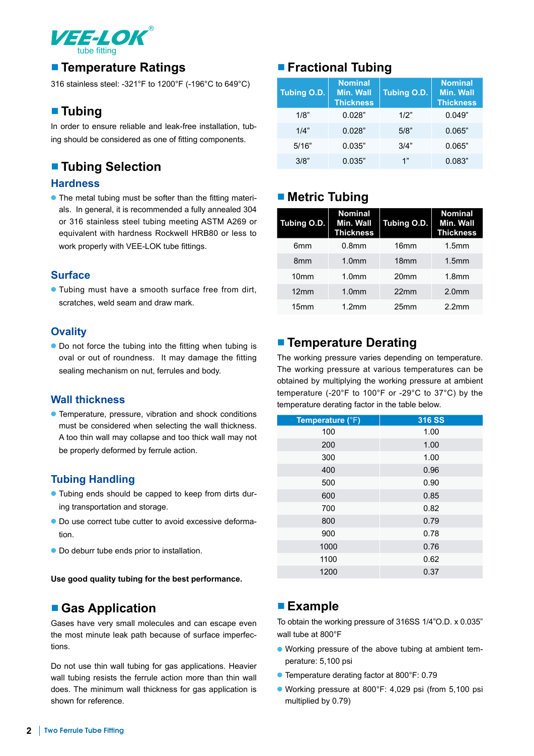VEE-LOK® tube fitting

## Temperature Ratings

316 stainless steel: -321°F to 1200°F (-196°C to 649°C)

## Tubing

In order to ensure reliable and leak-free installation, tubing should be considered as one of fitting components.

## Tubing Selection

### Hardness

- The metal tubing must be softer than the fitting materials. In general, it is recommended a fully annealed 304 or 316 stainless steel tubing meeting ASTM A269 or equivalent with hardness Rockwell HRB80 or less to work properly with VEE-LOK tube fittings.

### Surface

- Tubing must have a smooth surface free from dirt, scratches, weld seam and draw mark.

### Ovality

- Do not force the tubing into the fitting when tubing is oval or out of roundness. It may damage the fitting sealing mechanism on nut, ferrules and body.

### Wall thickness

- Temperature, pressure, vibration and shock conditions must be considered when selecting the wall thickness. A too thin wall may collapse and too thick wall may not be properly deformed by ferrule action.

### Tubing Handling

- Tubing ends should be capped to keep from dirts during transportation and storage.
- Do use correct tube cutter to avoid excessive deformation.
- Do deburr tube ends prior to installation.

**Use good quality tubing for the best performance.**

## Gas Application

Gases have very small molecules and can escape even the most minute leak path because of surface imperfections.

Do not use thin wall tubing for gas applications. Heavier wall tubing resists the ferrule action more than thin wall does. The minimum wall thickness for gas application is shown for reference.

## Fractional Tubing

| Tubing O.D. | Nominal Min. Wall Thickness | Tubing O.D. | Nominal Min. Wall Thickness |
|---|---|---|---|
| 1/8" | 0.028" | 1/2" | 0.049" |
| 1/4" | 0.028" | 5/8" | 0.065" |
| 5/16" | 0.035" | 3/4" | 0.065" |
| 3/8" | 0.035" | 1" | 0.083" |

## Metric Tubing

| Tubing O.D. | Nominal Min. Wall Thickness | Tubing O.D. | Nominal Min. Wall Thickness |
|---|---|---|---|
| 6mm | 0.8mm | 16mm | 1.5mm |
| 8mm | 1.0mm | 18mm | 1.5mm |
| 10mm | 1.0mm | 20mm | 1.8mm |
| 12mm | 1.0mm | 22mm | 2.0mm |
| 15mm | 1.2mm | 25mm | 2.2mm |

## Temperature Derating

The working pressure varies depending on temperature. The working pressure at various temperatures can be obtained by multiplying the working pressure at ambient temperature (-20°F to 100°F or -29°C to 37°C) by the temperature derating factor in the table below.

| Temperature (°F) | 316 SS |
|---|---|
| 100 | 1.00 |
| 200 | 1.00 |
| 300 | 1.00 |
| 400 | 0.96 |
| 500 | 0.90 |
| 600 | 0.85 |
| 700 | 0.82 |
| 800 | 0.79 |
| 900 | 0.78 |
| 1000 | 0.76 |
| 1100 | 0.62 |
| 1200 | 0.37 |

## Example

To obtain the working pressure of 316SS 1/4"O.D. x 0.035" wall tube at 800°F

- Working pressure of the above tubing at ambient temperature: 5,100 psi
- Temperature derating factor at 800°F: 0.79
- Working pressure at 800°F: 4,029 psi (from 5,100 psi multiplied by 0.79)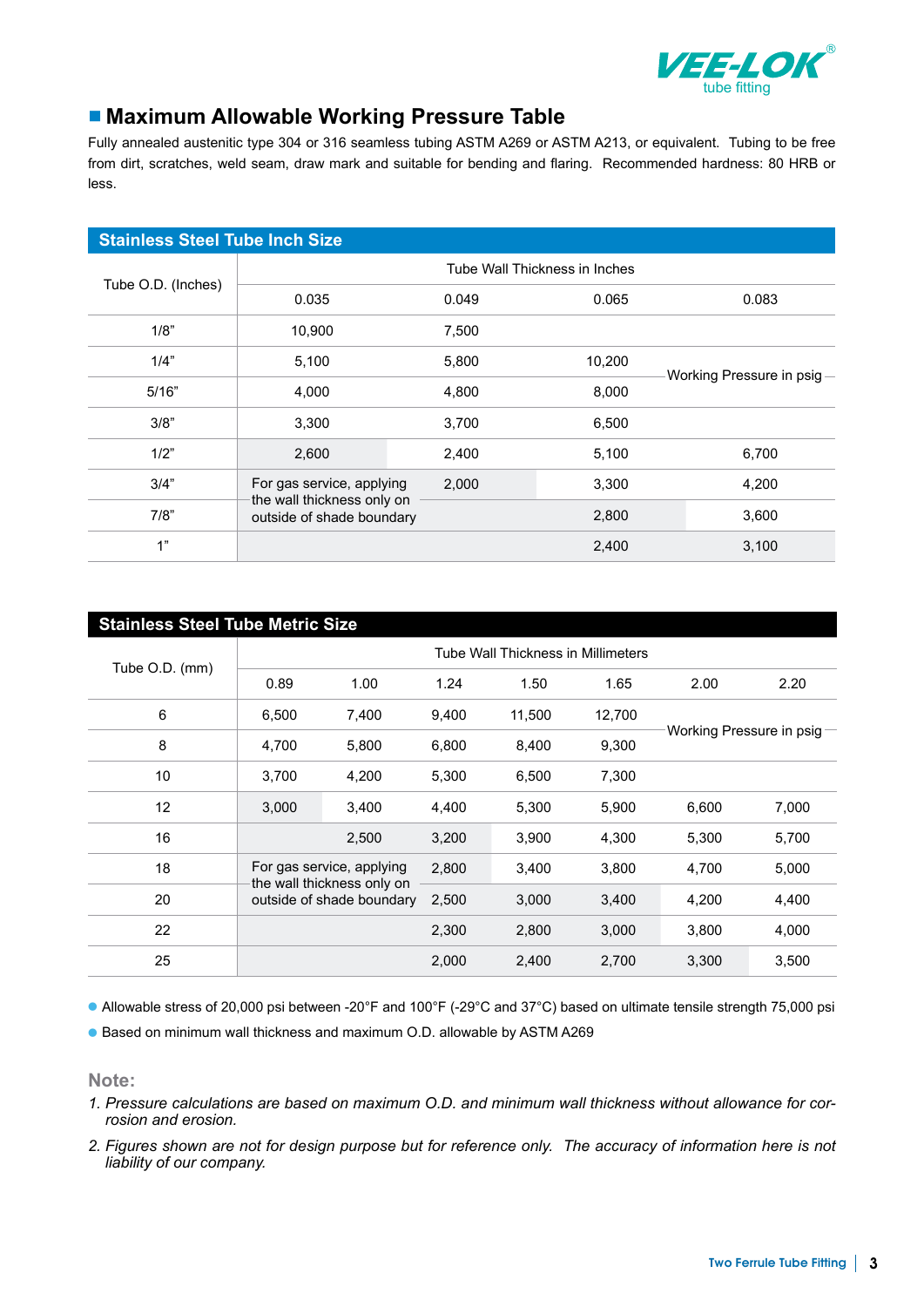## Maximum Allowable Working Pressure Table

Fully annealed austenitic type 304 or 316 seamless tubing ASTM A269 or ASTM A213, or equivalent. Tubing to be free from dirt, scratches, weld seam, draw mark and suitable for bending and flaring. Recommended hardness: 80 HRB or less.

### Stainless Steel Tube Inch Size

| Tube O.D. (Inches) | Tube Wall Thickness in Inches | | | |
|---|---|---|---|---|
| | 0.035 | 0.049 | 0.065 | 0.083 |
| 1/8" | 10,900 | 7,500 | | |
| 1/4" | 5,100 | 5,800 | 10,200 | Working Pressure in psig |
| 5/16" | 4,000 | 4,800 | 8,000 | |
| 3/8" | 3,300 | 3,700 | 6,500 | |
| 1/2" | 2,600 | 2,400 | 5,100 | 6,700 |
| 3/4" | For gas service, applying the wall thickness only on outside of shade boundary | 2,000 | 3,300 | 4,200 |
| 7/8" | | | 2,800 | 3,600 |
| 1" | | | 2,400 | 3,100 |

### Stainless Steel Tube Metric Size

| Tube O.D. (mm) | Tube Wall Thickness in Millimeters | | | | | | |
|---|---|---|---|---|---|---|---|
| | 0.89 | 1.00 | 1.24 | 1.50 | 1.65 | 2.00 | 2.20 |
| 6 | 6,500 | 7,400 | 9,400 | 11,500 | 12,700 | Working Pressure in psig | |
| 8 | 4,700 | 5,800 | 6,800 | 8,400 | 9,300 | | |
| 10 | 3,700 | 4,200 | 5,300 | 6,500 | 7,300 | | |
| 12 | 3,000 | 3,400 | 4,400 | 5,300 | 5,900 | 6,600 | 7,000 |
| 16 | | 2,500 | 3,200 | 3,900 | 4,300 | 5,300 | 5,700 |
| 18 | For gas service, applying the wall thickness only on outside of shade boundary | | 2,800 | 3,400 | 3,800 | 4,700 | 5,000 |
| 20 | | | 2,500 | 3,000 | 3,400 | 4,200 | 4,400 |
| 22 | | | 2,300 | 2,800 | 3,000 | 3,800 | 4,000 |
| 25 | | | 2,000 | 2,400 | 2,700 | 3,300 | 3,500 |

- Allowable stress of 20,000 psi between -20°F and 100°F (-29°C and 37°C) based on ultimate tensile strength 75,000 psi
- Based on minimum wall thickness and maximum O.D. allowable by ASTM A269

**Note:**

1. *Pressure calculations are based on maximum O.D. and minimum wall thickness without allowance for corrosion and erosion.*
2. *Figures shown are not for design purpose but for reference only. The accuracy of information here is not liability of our company.*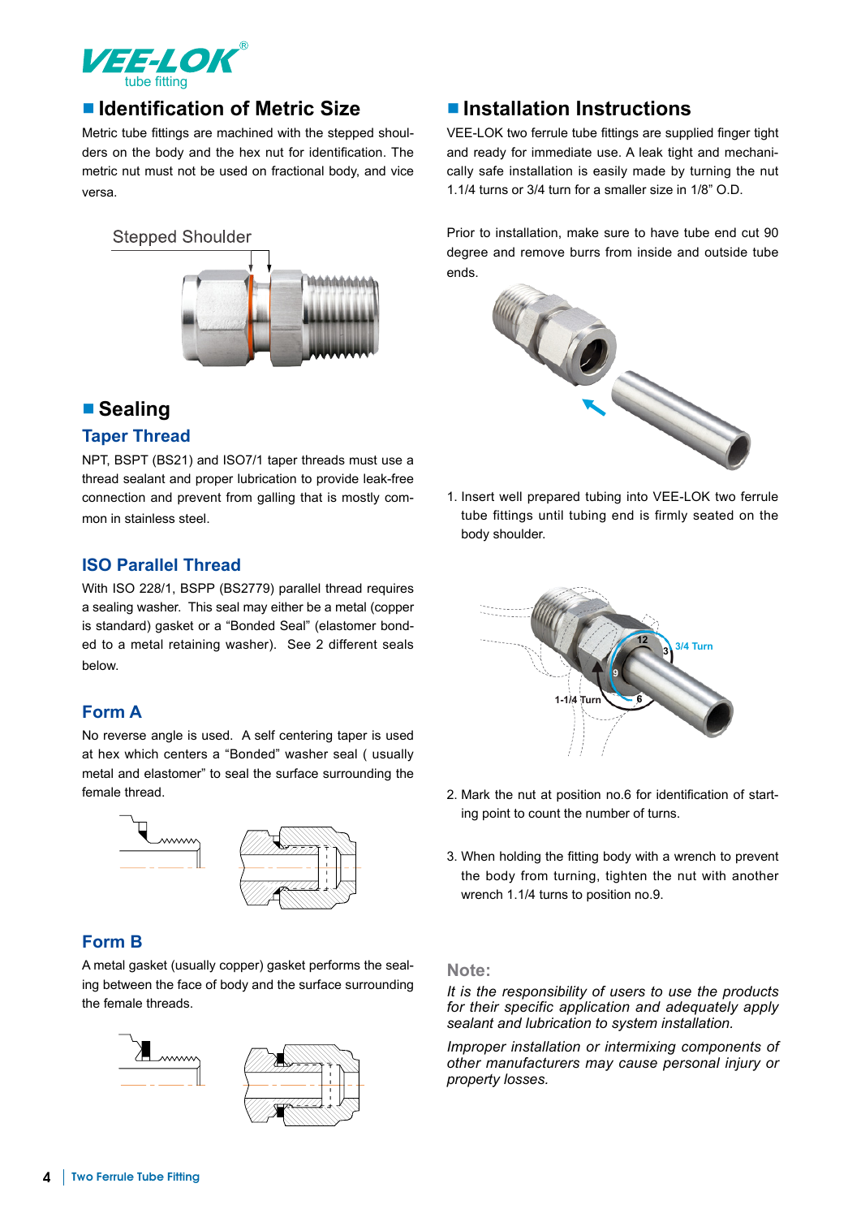## Identification of Metric Size

Metric tube fittings are machined with the stepped shoulders on the body and the hex nut for identification. The metric nut must not be used on fractional body, and vice versa.

Stepped Shoulder

## Sealing

### Taper Thread

NPT, BSPT (BS21) and ISO7/1 taper threads must use a thread sealant and proper lubrication to provide leak-free connection and prevent from galling that is mostly common in stainless steel.

### ISO Parallel Thread

With ISO 228/1, BSPP (BS2779) parallel thread requires a sealing washer. This seal may either be a metal (copper is standard) gasket or a "Bonded Seal" (elastomer bonded to a metal retaining washer). See 2 different seals below.

### Form A

No reverse angle is used. A self centering taper is used at hex which centers a "Bonded" washer seal ( usually metal and elastomer" to seal the surface surrounding the female thread.

### Form B

A metal gasket (usually copper) gasket performs the sealing between the face of body and the surface surrounding the female threads.

## Installation Instructions

VEE-LOK two ferrule tube fittings are supplied finger tight and ready for immediate use. A leak tight and mechanically safe installation is easily made by turning the nut 1.1/4 turns or 3/4 turn for a smaller size in 1/8" O.D.

Prior to installation, make sure to have tube end cut 90 degree and remove burrs from inside and outside tube ends.

1. Insert well prepared tubing into VEE-LOK two ferrule tube fittings until tubing end is firmly seated on the body shoulder.

3/4 Turn

1-1/4 Turn

2. Mark the nut at position no.6 for identification of starting point to count the number of turns.

3. When holding the fitting body with a wrench to prevent the body from turning, tighten the nut with another wrench 1.1/4 turns to position no.9.

**Note:**

*It is the responsibility of users to use the products for their specific application and adequately apply sealant and lubrication to system installation.*

*Improper installation or intermixing components of other manufacturers may cause personal injury or property losses.*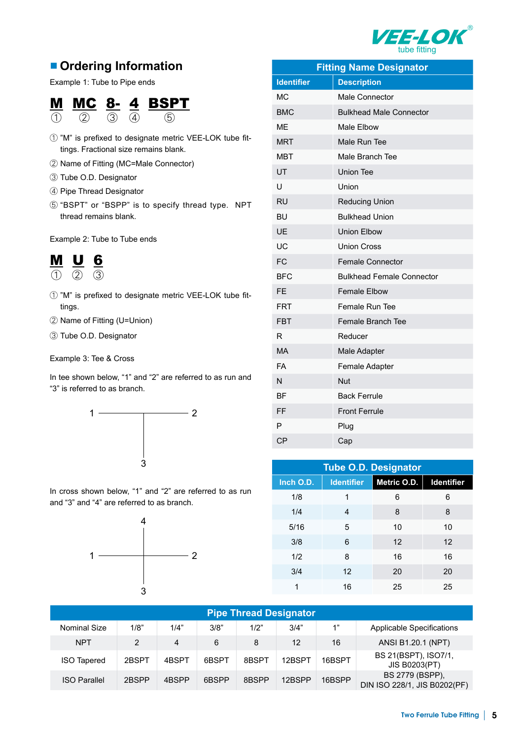## Ordering Information

Example 1: Tube to Pipe ends

**M** **MC** **8-** **4** **BSPT**
① ② ③ ④ ⑤

① "M" is prefixed to designate metric VEE-LOK tube fittings. Fractional size remains blank.

② Name of Fitting (MC=Male Connector)

③ Tube O.D. Designator

④ Pipe Thread Designator

⑤ "BSPT" or "BSPP" is to specify thread type. NPT thread remains blank.

Example 2: Tube to Tube ends

**M** **U** **6**
① ② ③

① "M" is prefixed to designate metric VEE-LOK tube fittings.

② Name of Fitting (U=Union)

③ Tube O.D. Designator

Example 3: Tee & Cross

In tee shown below, "1" and "2" are referred to as run and "3" is referred to as branch.

```
1 ──────┬────── 2
        │
        │
        3
```

In cross shown below, "1" and "2" are referred to as run and "3" and "4" are referred to as branch.

```
        4
        │
1 ──────┼────── 2
        │
        3
```

### Fitting Name Designator

| Identifier | Description |
|---|---|
| MC | Male Connector |
| BMC | Bulkhead Male Connector |
| ME | Male Elbow |
| MRT | Male Run Tee |
| MBT | Male Branch Tee |
| UT | Union Tee |
| U | Union |
| RU | Reducing Union |
| BU | Bulkhead Union |
| UE | Union Elbow |
| UC | Union Cross |
| FC | Female Connector |
| BFC | Bulkhead Female Connector |
| FE | Female Elbow |
| FRT | Female Run Tee |
| FBT | Female Branch Tee |
| R | Reducer |
| MA | Male Adapter |
| FA | Female Adapter |
| N | Nut |
| BF | Back Ferrule |
| FF | Front Ferrule |
| P | Plug |
| CP | Cap |

### Tube O.D. Designator

| Inch O.D. | Identifier | Metric O.D. | Identifier |
|---|---|---|---|
| 1/8 | 1 | 6 | 6 |
| 1/4 | 4 | 8 | 8 |
| 5/16 | 5 | 10 | 10 |
| 3/8 | 6 | 12 | 12 |
| 1/2 | 8 | 16 | 16 |
| 3/4 | 12 | 20 | 20 |
| 1 | 16 | 25 | 25 |

### Pipe Thread Designator

| Nominal Size | 1/8" | 1/4" | 3/8" | 1/2" | 3/4" | 1" | Applicable Specifications |
|---|---|---|---|---|---|---|---|
| NPT | 2 | 4 | 6 | 8 | 12 | 16 | ANSI B1.20.1 (NPT) |
| ISO Tapered | 2BSPT | 4BSPT | 6BSPT | 8BSPT | 12BSPT | 16BSPT | BS 21(BSPT), ISO7/1, JIS B0203(PT) |
| ISO Parallel | 2BSPP | 4BSPP | 6BSPP | 8BSPP | 12BSPP | 16BSPP | BS 2779 (BSPP), DIN ISO 228/1, JIS B0202(PF) |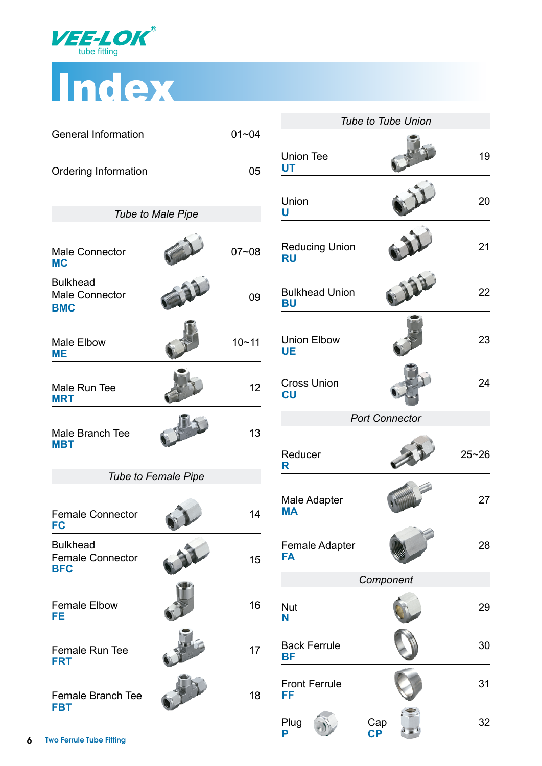VEE-LOK®
tube fitting

# Index

| | |
|---|---|
| General Information | 01~04 |
| Ordering Information | 05 |

### *Tube to Male Pipe*

| | |
|---|---|
| Male Connector **MC** | 07~08 |
| Bulkhead Male Connector **BMC** | 09 |
| Male Elbow **ME** | 10~11 |
| Male Run Tee **MRT** | 12 |
| Male Branch Tee **MBT** | 13 |

### *Tube to Female Pipe*

| | |
|---|---|
| Female Connector **FC** | 14 |
| Bulkhead Female Connector **BFC** | 15 |
| Female Elbow **FE** | 16 |
| Female Run Tee **FRT** | 17 |
| Female Branch Tee **FBT** | 18 |

### *Tube to Tube Union*

| | |
|---|---|
| Union Tee **UT** | 19 |
| Union **U** | 20 |
| Reducing Union **RU** | 21 |
| Bulkhead Union **BU** | 22 |
| Union Elbow **UE** | 23 |
| Cross Union **CU** | 24 |

### *Port Connector*

| | |
|---|---|
| Reducer **R** | 25~26 |
| Male Adapter **MA** | 27 |
| Female Adapter **FA** | 28 |

### *Component*

| | |
|---|---|
| Nut **N** | 29 |
| Back Ferrule **BF** | 30 |
| Front Ferrule **FF** | 31 |
| Plug **P** / Cap **CP** | 32 |